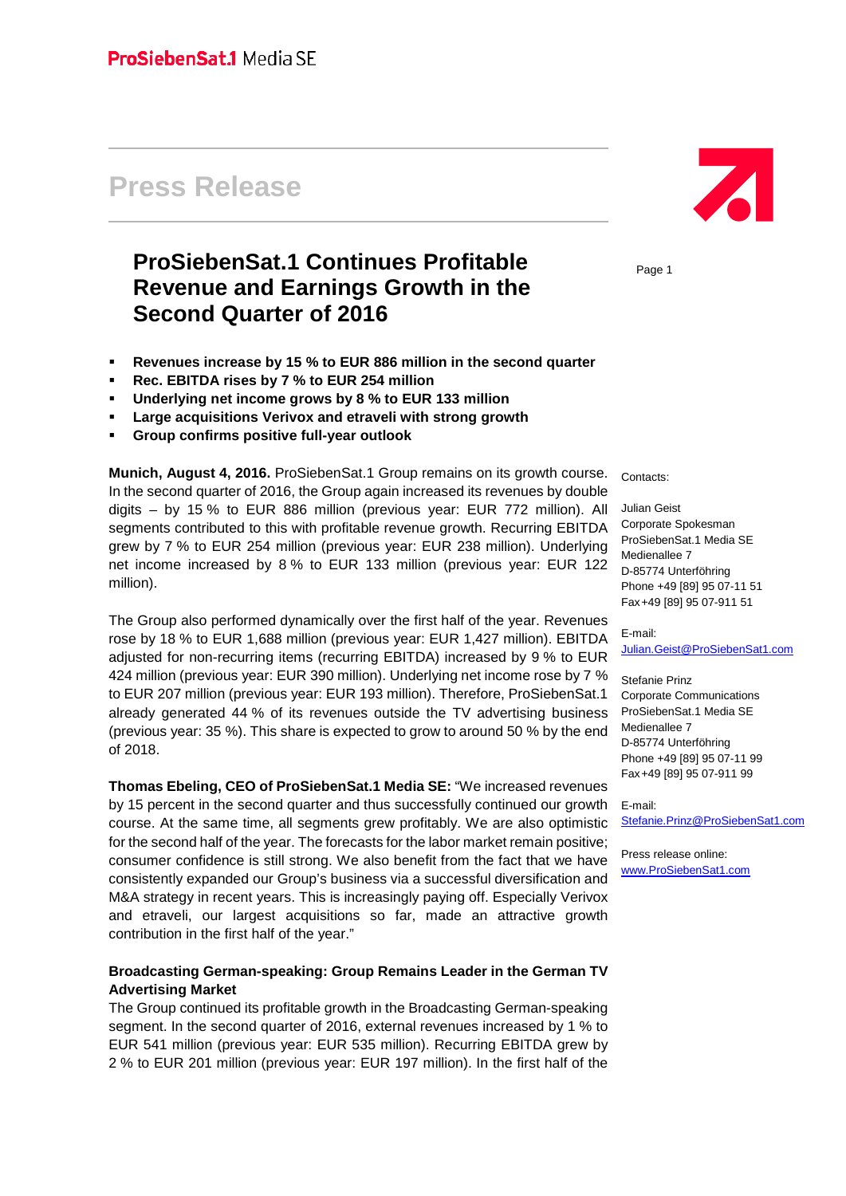ProSiebenSat.1 Media SE

# Press Release

## ProSiebenSat.1 Continues Profitable Revenue and Earnings Growth in the Second Quarter of 2016

- **Revenues increase by 15 % to EUR 886 million in the second quarter**
- **Rec. EBITDA rises by 7 % to EUR 254 million**
- **Underlying net income grows by 8 % to EUR 133 million**
- **Large acquisitions Verivox and etraveli with strong growth**
- **Group confirms positive full-year outlook**

**Munich, August 4, 2016.** ProSiebenSat.1 Group remains on its growth course. In the second quarter of 2016, the Group again increased its revenues by double digits – by 15 % to EUR 886 million (previous year: EUR 772 million). All segments contributed to this with profitable revenue growth. Recurring EBITDA grew by 7 % to EUR 254 million (previous year: EUR 238 million). Underlying net income increased by 8 % to EUR 133 million (previous year: EUR 122 million).

The Group also performed dynamically over the first half of the year. Revenues rose by 18 % to EUR 1,688 million (previous year: EUR 1,427 million). EBITDA adjusted for non-recurring items (recurring EBITDA) increased by 9 % to EUR 424 million (previous year: EUR 390 million). Underlying net income rose by 7 % to EUR 207 million (previous year: EUR 193 million). Therefore, ProSiebenSat.1 already generated 44 % of its revenues outside the TV advertising business (previous year: 35 %). This share is expected to grow to around 50 % by the end of 2018.

**Thomas Ebeling, CEO of ProSiebenSat.1 Media SE:** "We increased revenues by 15 percent in the second quarter and thus successfully continued our growth course. At the same time, all segments grew profitably. We are also optimistic for the second half of the year. The forecasts for the labor market remain positive; consumer confidence is still strong. We also benefit from the fact that we have consistently expanded our Group's business via a successful diversification and M&A strategy in recent years. This is increasingly paying off. Especially Verivox and etraveli, our largest acquisitions so far, made an attractive growth contribution in the first half of the year."

### Broadcasting German-speaking: Group Remains Leader in the German TV Advertising Market

The Group continued its profitable growth in the Broadcasting German-speaking segment. In the second quarter of 2016, external revenues increased by 1 % to EUR 541 million (previous year: EUR 535 million). Recurring EBITDA grew by 2 % to EUR 201 million (previous year: EUR 197 million). In the first half of the

Contacts:

Julian Geist
Corporate Spokesman
ProSiebenSat.1 Media SE
Medienallee 7
D-85774 Unterföhring
Phone +49 [89] 95 07-11 51
Fax +49 [89] 95 07-911 51

E-mail:
Julian.Geist@ProSiebenSat1.com

Stefanie Prinz
Corporate Communications
ProSiebenSat.1 Media SE
Medienallee 7
D-85774 Unterföhring
Phone +49 [89] 95 07-11 99
Fax +49 [89] 95 07-911 99

E-mail:
Stefanie.Prinz@ProSiebenSat1.com

Press release online:
www.ProSiebenSat1.com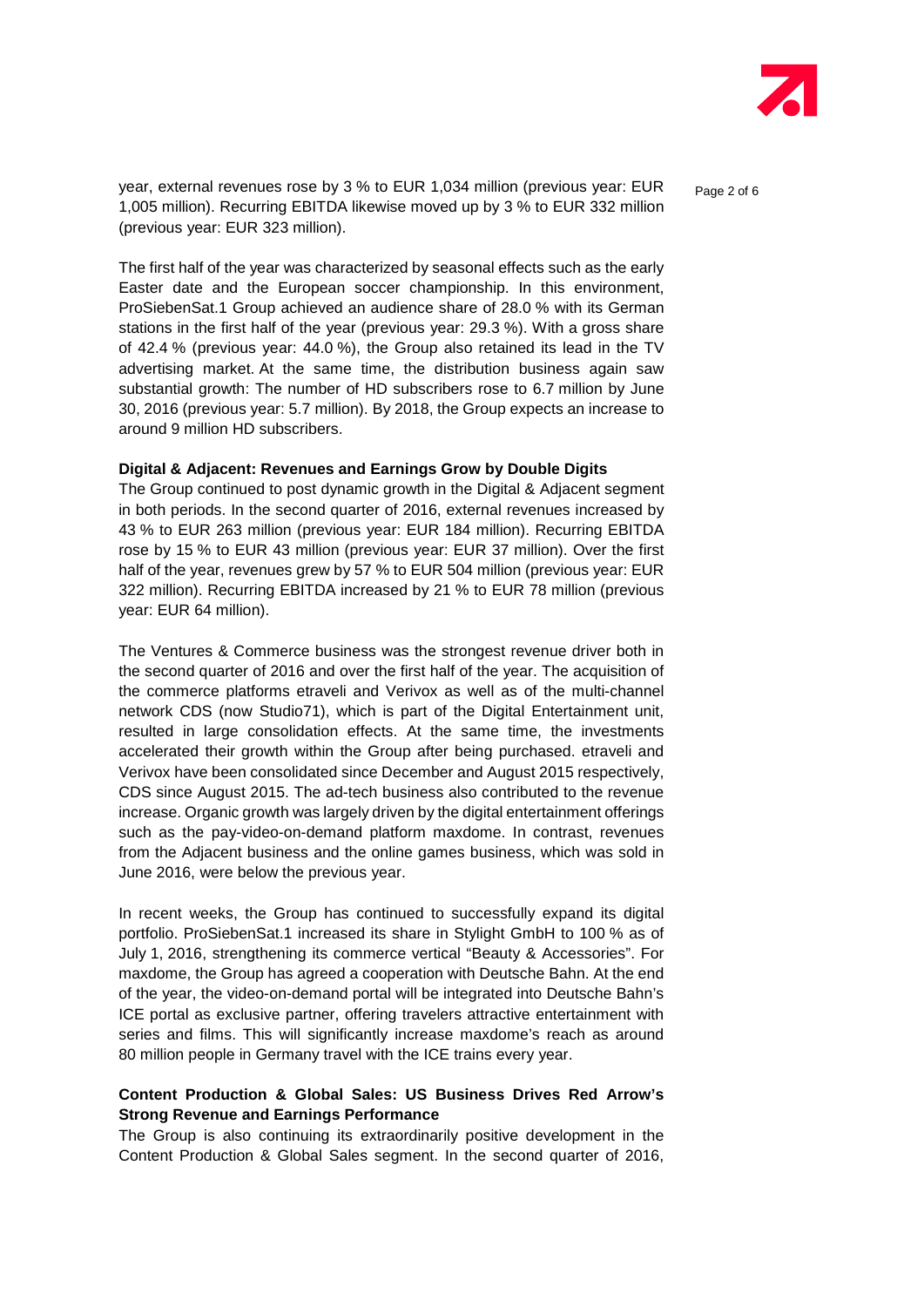year, external revenues rose by 3 % to EUR 1,034 million (previous year: EUR 1,005 million). Recurring EBITDA likewise moved up by 3 % to EUR 332 million (previous year: EUR 323 million).

The first half of the year was characterized by seasonal effects such as the early Easter date and the European soccer championship. In this environment, ProSiebenSat.1 Group achieved an audience share of 28.0 % with its German stations in the first half of the year (previous year: 29.3 %). With a gross share of 42.4 % (previous year: 44.0 %), the Group also retained its lead in the TV advertising market. At the same time, the distribution business again saw substantial growth: The number of HD subscribers rose to 6.7 million by June 30, 2016 (previous year: 5.7 million). By 2018, the Group expects an increase to around 9 million HD subscribers.

**Digital & Adjacent: Revenues and Earnings Grow by Double Digits**

The Group continued to post dynamic growth in the Digital & Adjacent segment in both periods. In the second quarter of 2016, external revenues increased by 43 % to EUR 263 million (previous year: EUR 184 million). Recurring EBITDA rose by 15 % to EUR 43 million (previous year: EUR 37 million). Over the first half of the year, revenues grew by 57 % to EUR 504 million (previous year: EUR 322 million). Recurring EBITDA increased by 21 % to EUR 78 million (previous year: EUR 64 million).

The Ventures & Commerce business was the strongest revenue driver both in the second quarter of 2016 and over the first half of the year. The acquisition of the commerce platforms etraveli and Verivox as well as of the multi-channel network CDS (now Studio71), which is part of the Digital Entertainment unit, resulted in large consolidation effects. At the same time, the investments accelerated their growth within the Group after being purchased. etraveli and Verivox have been consolidated since December and August 2015 respectively, CDS since August 2015. The ad-tech business also contributed to the revenue increase. Organic growth was largely driven by the digital entertainment offerings such as the pay-video-on-demand platform maxdome. In contrast, revenues from the Adjacent business and the online games business, which was sold in June 2016, were below the previous year.

In recent weeks, the Group has continued to successfully expand its digital portfolio. ProSiebenSat.1 increased its share in Stylight GmbH to 100 % as of July 1, 2016, strengthening its commerce vertical "Beauty & Accessories". For maxdome, the Group has agreed a cooperation with Deutsche Bahn. At the end of the year, the video-on-demand portal will be integrated into Deutsche Bahn's ICE portal as exclusive partner, offering travelers attractive entertainment with series and films. This will significantly increase maxdome's reach as around 80 million people in Germany travel with the ICE trains every year.

**Content Production & Global Sales: US Business Drives Red Arrow's Strong Revenue and Earnings Performance**

The Group is also continuing its extraordinarily positive development in the Content Production & Global Sales segment. In the second quarter of 2016,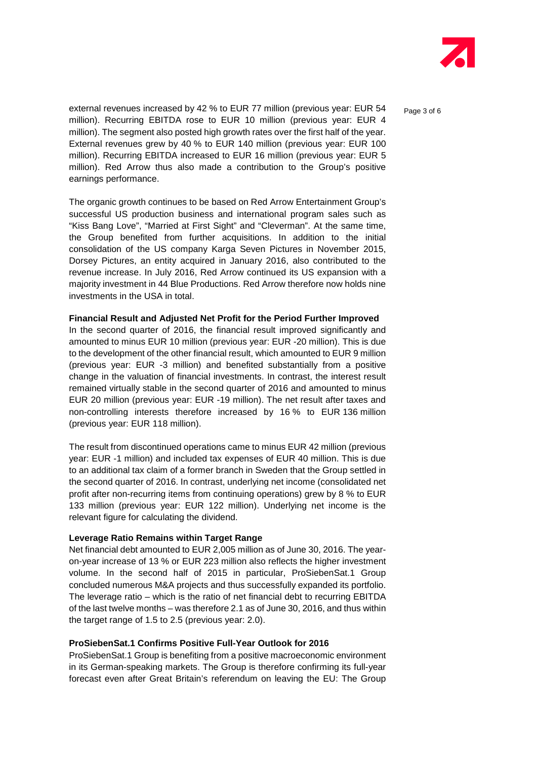external revenues increased by 42 % to EUR 77 million (previous year: EUR 54 million). Recurring EBITDA rose to EUR 10 million (previous year: EUR 4 million). The segment also posted high growth rates over the first half of the year. External revenues grew by 40 % to EUR 140 million (previous year: EUR 100 million). Recurring EBITDA increased to EUR 16 million (previous year: EUR 5 million). Red Arrow thus also made a contribution to the Group's positive earnings performance.

The organic growth continues to be based on Red Arrow Entertainment Group's successful US production business and international program sales such as "Kiss Bang Love", "Married at First Sight" and "Cleverman". At the same time, the Group benefited from further acquisitions. In addition to the initial consolidation of the US company Karga Seven Pictures in November 2015, Dorsey Pictures, an entity acquired in January 2016, also contributed to the revenue increase. In July 2016, Red Arrow continued its US expansion with a majority investment in 44 Blue Productions. Red Arrow therefore now holds nine investments in the USA in total.

**Financial Result and Adjusted Net Profit for the Period Further Improved**

In the second quarter of 2016, the financial result improved significantly and amounted to minus EUR 10 million (previous year: EUR -20 million). This is due to the development of the other financial result, which amounted to EUR 9 million (previous year: EUR -3 million) and benefited substantially from a positive change in the valuation of financial investments. In contrast, the interest result remained virtually stable in the second quarter of 2016 and amounted to minus EUR 20 million (previous year: EUR -19 million). The net result after taxes and non-controlling interests therefore increased by 16 % to EUR 136 million (previous year: EUR 118 million).

The result from discontinued operations came to minus EUR 42 million (previous year: EUR -1 million) and included tax expenses of EUR 40 million. This is due to an additional tax claim of a former branch in Sweden that the Group settled in the second quarter of 2016. In contrast, underlying net income (consolidated net profit after non-recurring items from continuing operations) grew by 8 % to EUR 133 million (previous year: EUR 122 million). Underlying net income is the relevant figure for calculating the dividend.

**Leverage Ratio Remains within Target Range**

Net financial debt amounted to EUR 2,005 million as of June 30, 2016. The year-on-year increase of 13 % or EUR 223 million also reflects the higher investment volume. In the second half of 2015 in particular, ProSiebenSat.1 Group concluded numerous M&A projects and thus successfully expanded its portfolio. The leverage ratio – which is the ratio of net financial debt to recurring EBITDA of the last twelve months – was therefore 2.1 as of June 30, 2016, and thus within the target range of 1.5 to 2.5 (previous year: 2.0).

**ProSiebenSat.1 Confirms Positive Full-Year Outlook for 2016**

ProSiebenSat.1 Group is benefiting from a positive macroeconomic environment in its German-speaking markets. The Group is therefore confirming its full-year forecast even after Great Britain's referendum on leaving the EU: The Group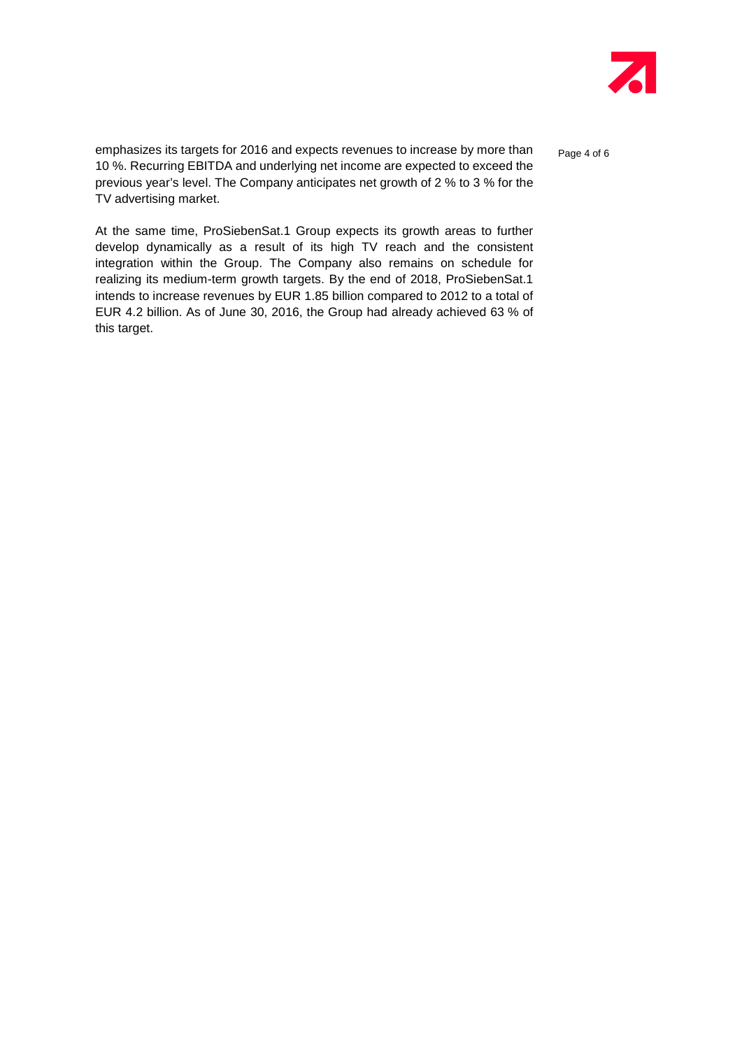emphasizes its targets for 2016 and expects revenues to increase by more than 10 %. Recurring EBITDA and underlying net income are expected to exceed the previous year's level. The Company anticipates net growth of 2 % to 3 % for the TV advertising market.

At the same time, ProSiebenSat.1 Group expects its growth areas to further develop dynamically as a result of its high TV reach and the consistent integration within the Group. The Company also remains on schedule for realizing its medium-term growth targets. By the end of 2018, ProSiebenSat.1 intends to increase revenues by EUR 1.85 billion compared to 2012 to a total of EUR 4.2 billion. As of June 30, 2016, the Group had already achieved 63 % of this target.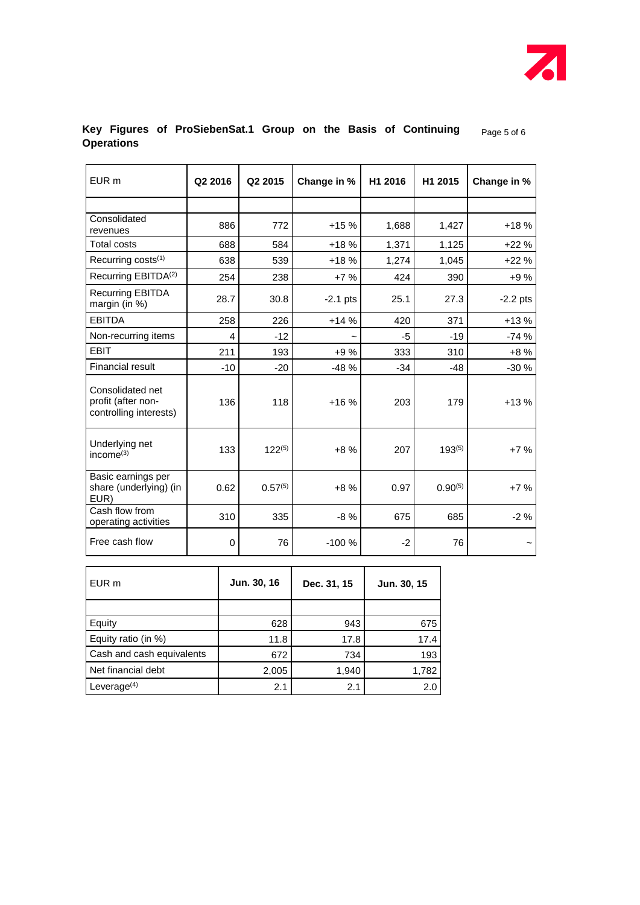## Key Figures of ProSiebenSat.1 Group on the Basis of Continuing Operations

| EUR m | Q2 2016 | Q2 2015 | Change in % | H1 2016 | H1 2015 | Change in % |
|---|---|---|---|---|---|---|
| | | | | | | |
| Consolidated revenues | 886 | 772 | +15 % | 1,688 | 1,427 | +18 % |
| Total costs | 688 | 584 | +18 % | 1,371 | 1,125 | +22 % |
| Recurring costs[(1)] | 638 | 539 | +18 % | 1,274 | 1,045 | +22 % |
| Recurring EBITDA[(2)] | 254 | 238 | +7 % | 424 | 390 | +9 % |
| Recurring EBITDA margin (in %) | 28.7 | 30.8 | -2.1 pts | 25.1 | 27.3 | -2.2 pts |
| EBITDA | 258 | 226 | +14 % | 420 | 371 | +13 % |
| Non-recurring items | 4 | -12 | ~ | -5 | -19 | -74 % |
| EBIT | 211 | 193 | +9 % | 333 | 310 | +8 % |
| Financial result | -10 | -20 | -48 % | -34 | -48 | -30 % |
| Consolidated net profit (after non-controlling interests) | 136 | 118 | +16 % | 203 | 179 | +13 % |
| Underlying net income[(3)] | 133 | 122[(5)] | +8 % | 207 | 193[(5)] | +7 % |
| Basic earnings per share (underlying) (in EUR) | 0.62 | 0.57[(5)] | +8 % | 0.97 | 0.90[(5)] | +7 % |
| Cash flow from operating activities | 310 | 335 | -8 % | 675 | 685 | -2 % |
| Free cash flow | 0 | 76 | -100 % | -2 | 76 | ~ |

| EUR m | Jun. 30, 16 | Dec. 31, 15 | Jun. 30, 15 |
|---|---|---|---|
| | | | |
| Equity | 628 | 943 | 675 |
| Equity ratio (in %) | 11.8 | 17.8 | 17.4 |
| Cash and cash equivalents | 672 | 734 | 193 |
| Net financial debt | 2,005 | 1,940 | 1,782 |
| Leverage[(4)] | 2.1 | 2.1 | 2.0 |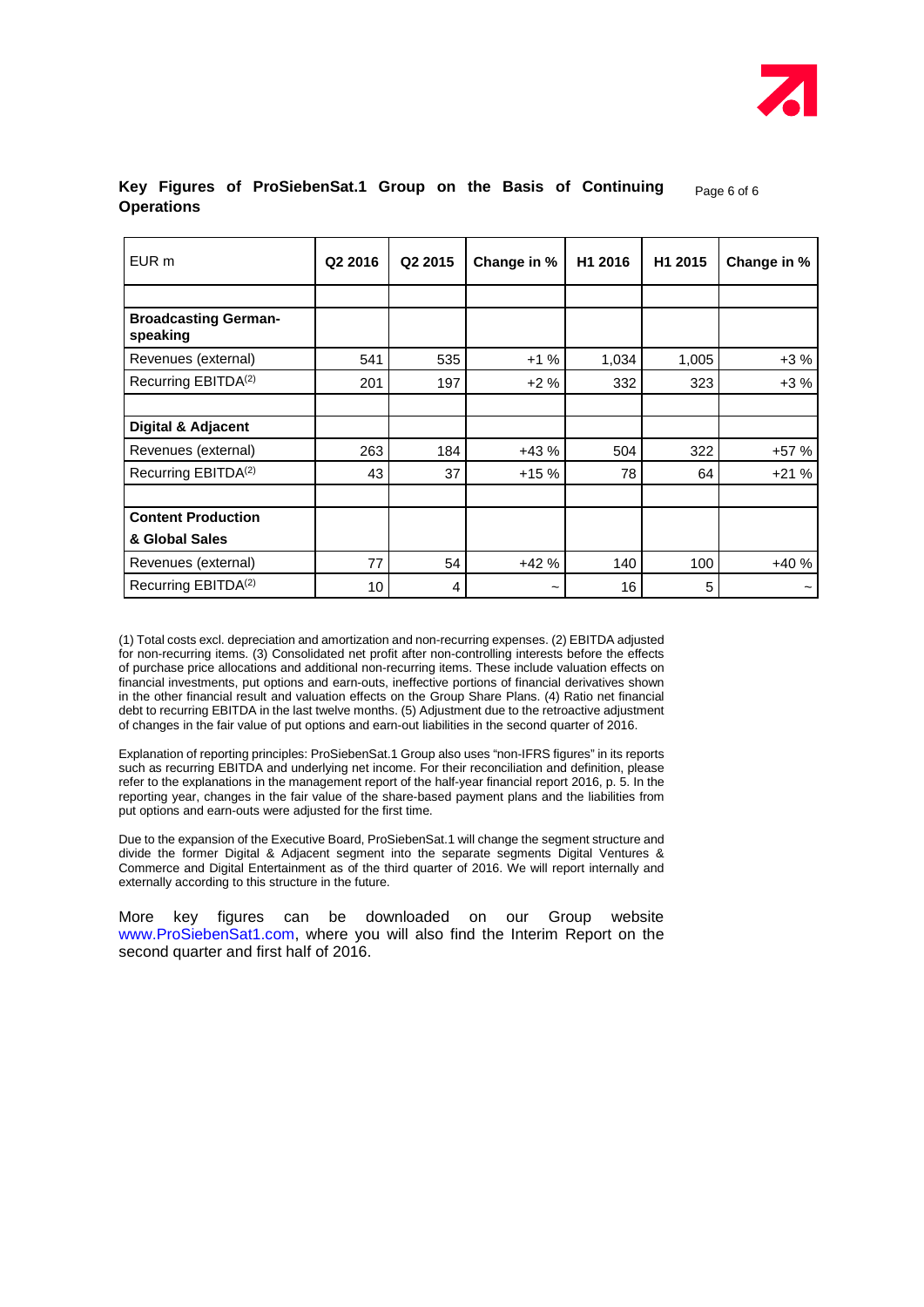## Key Figures of ProSiebenSat.1 Group on the Basis of Continuing Operations

| EUR m | Q2 2016 | Q2 2015 | Change in % | H1 2016 | H1 2015 | Change in % |
|---|---|---|---|---|---|---|
| | | | | | | |
| **Broadcasting German-speaking** | | | | | | |
| Revenues (external) | 541 | 535 | +1 % | 1,034 | 1,005 | +3 % |
| Recurring EBITDA[2] | 201 | 197 | +2 % | 332 | 323 | +3 % |
| | | | | | | |
| **Digital & Adjacent** | | | | | | |
| Revenues (external) | 263 | 184 | +43 % | 504 | 322 | +57 % |
| Recurring EBITDA[2] | 43 | 37 | +15 % | 78 | 64 | +21 % |
| | | | | | | |
| **Content Production & Global Sales** | | | | | | |
| Revenues (external) | 77 | 54 | +42 % | 140 | 100 | +40 % |
| Recurring EBITDA[2] | 10 | 4 | ~ | 16 | 5 | ~ |

(1) Total costs excl. depreciation and amortization and non-recurring expenses. (2) EBITDA adjusted for non-recurring items. (3) Consolidated net profit after non-controlling interests before the effects of purchase price allocations and additional non-recurring items. These include valuation effects on financial investments, put options and earn-outs, ineffective portions of financial derivatives shown in the other financial result and valuation effects on the Group Share Plans. (4) Ratio net financial debt to recurring EBITDA in the last twelve months. (5) Adjustment due to the retroactive adjustment of changes in the fair value of put options and earn-out liabilities in the second quarter of 2016.

Explanation of reporting principles: ProSiebenSat.1 Group also uses "non-IFRS figures" in its reports such as recurring EBITDA and underlying net income. For their reconciliation and definition, please refer to the explanations in the management report of the half-year financial report 2016, p. 5. In the reporting year, changes in the fair value of the share-based payment plans and the liabilities from put options and earn-outs were adjusted for the first time.

Due to the expansion of the Executive Board, ProSiebenSat.1 will change the segment structure and divide the former Digital & Adjacent segment into the separate segments Digital Ventures & Commerce and Digital Entertainment as of the third quarter of 2016. We will report internally and externally according to this structure in the future.

More key figures can be downloaded on our Group website www.ProSiebenSat1.com, where you will also find the Interim Report on the second quarter and first half of 2016.